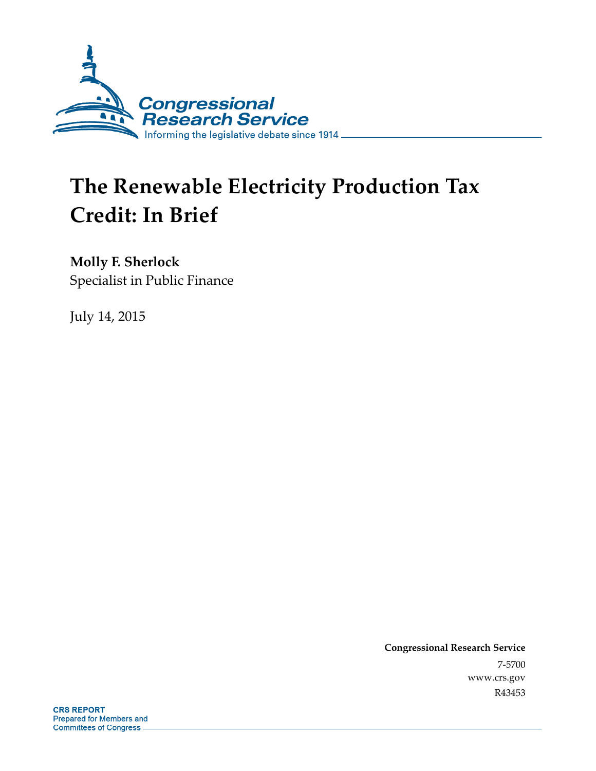Congressional Research Service

Informing the legislative debate since 1914

# The Renewable Electricity Production Tax Credit: In Brief

**Molly F. Sherlock**
Specialist in Public Finance

July 14, 2015

**Congressional Research Service**
7-5700
www.crs.gov
R43453

**CRS REPORT**
Prepared for Members and
Committees of Congress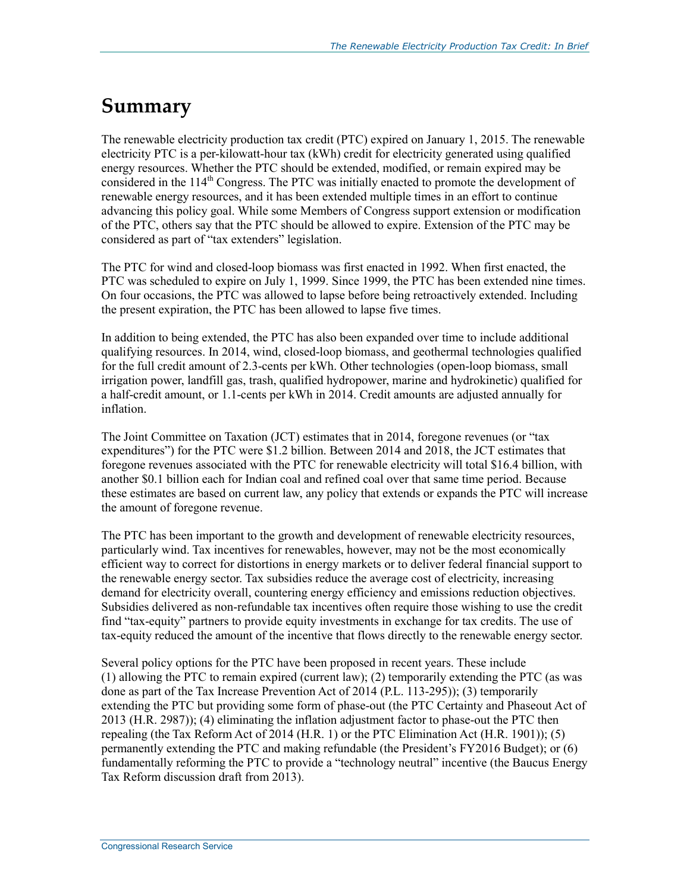# Summary

The renewable electricity production tax credit (PTC) expired on January 1, 2015. The renewable electricity PTC is a per-kilowatt-hour tax (kWh) credit for electricity generated using qualified energy resources. Whether the PTC should be extended, modified, or remain expired may be considered in the 114th Congress. The PTC was initially enacted to promote the development of renewable energy resources, and it has been extended multiple times in an effort to continue advancing this policy goal. While some Members of Congress support extension or modification of the PTC, others say that the PTC should be allowed to expire. Extension of the PTC may be considered as part of "tax extenders" legislation.

The PTC for wind and closed-loop biomass was first enacted in 1992. When first enacted, the PTC was scheduled to expire on July 1, 1999. Since 1999, the PTC has been extended nine times. On four occasions, the PTC was allowed to lapse before being retroactively extended. Including the present expiration, the PTC has been allowed to lapse five times.

In addition to being extended, the PTC has also been expanded over time to include additional qualifying resources. In 2014, wind, closed-loop biomass, and geothermal technologies qualified for the full credit amount of 2.3-cents per kWh. Other technologies (open-loop biomass, small irrigation power, landfill gas, trash, qualified hydropower, marine and hydrokinetic) qualified for a half-credit amount, or 1.1-cents per kWh in 2014. Credit amounts are adjusted annually for inflation.

The Joint Committee on Taxation (JCT) estimates that in 2014, foregone revenues (or "tax expenditures") for the PTC were $1.2 billion. Between 2014 and 2018, the JCT estimates that foregone revenues associated with the PTC for renewable electricity will total $16.4 billion, with another $0.1 billion each for Indian coal and refined coal over that same time period. Because these estimates are based on current law, any policy that extends or expands the PTC will increase the amount of foregone revenue.

The PTC has been important to the growth and development of renewable electricity resources, particularly wind. Tax incentives for renewables, however, may not be the most economically efficient way to correct for distortions in energy markets or to deliver federal financial support to the renewable energy sector. Tax subsidies reduce the average cost of electricity, increasing demand for electricity overall, countering energy efficiency and emissions reduction objectives. Subsidies delivered as non-refundable tax incentives often require those wishing to use the credit find "tax-equity" partners to provide equity investments in exchange for tax credits. The use of tax-equity reduced the amount of the incentive that flows directly to the renewable energy sector.

Several policy options for the PTC have been proposed in recent years. These include (1) allowing the PTC to remain expired (current law); (2) temporarily extending the PTC (as was done as part of the Tax Increase Prevention Act of 2014 (P.L. 113-295)); (3) temporarily extending the PTC but providing some form of phase-out (the PTC Certainty and Phaseout Act of 2013 (H.R. 2987)); (4) eliminating the inflation adjustment factor to phase-out the PTC then repealing (the Tax Reform Act of 2014 (H.R. 1) or the PTC Elimination Act (H.R. 1901)); (5) permanently extending the PTC and making refundable (the President's FY2016 Budget); or (6) fundamentally reforming the PTC to provide a "technology neutral" incentive (the Baucus Energy Tax Reform discussion draft from 2013).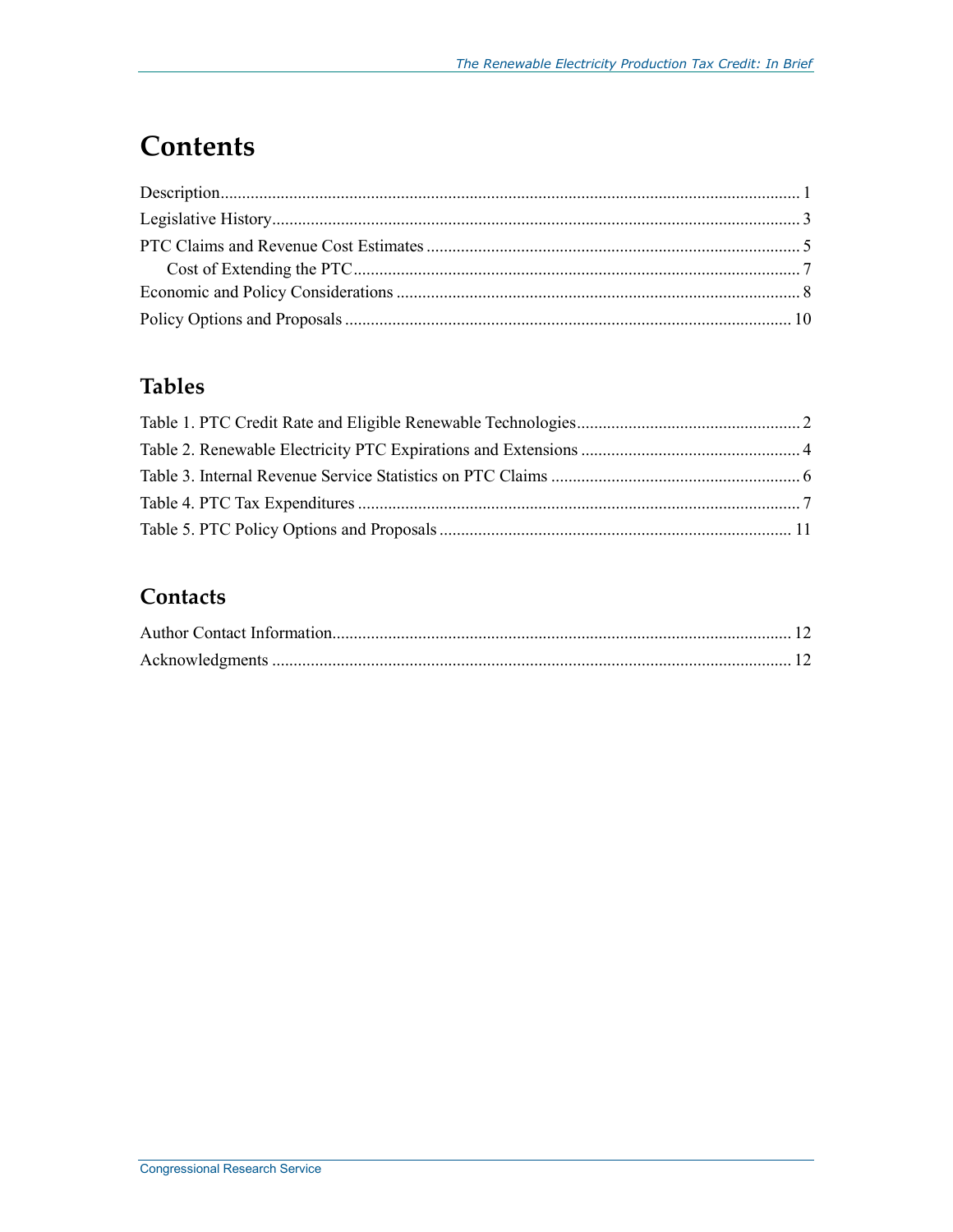# Contents

Description ........................................................................................................................................ 1
Legislative History ............................................................................................................................ 3
PTC Claims and Revenue Cost Estimates ........................................................................................ 5
  Cost of Extending the PTC .......................................................................................................... 7
Economic and Policy Considerations ............................................................................................... 8
Policy Options and Proposals ......................................................................................................... 10

## Tables

Table 1. PTC Credit Rate and Eligible Renewable Technologies ...................................................... 2
Table 2. Renewable Electricity PTC Expirations and Extensions ..................................................... 4
Table 3. Internal Revenue Service Statistics on PTC Claims ............................................................ 6
Table 4. PTC Tax Expenditures ........................................................................................................ 7
Table 5. PTC Policy Options and Proposals ................................................................................... 11

## Contacts

Author Contact Information ............................................................................................................ 12
Acknowledgments .......................................................................................................................... 12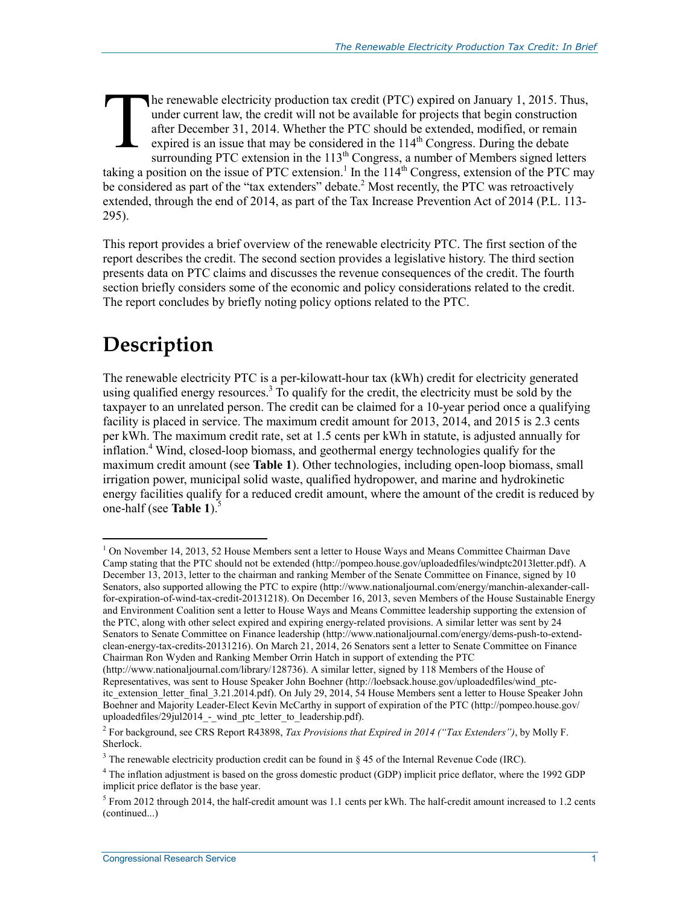The renewable electricity production tax credit (PTC) expired on January 1, 2015. Thus, under current law, the credit will not be available for projects that begin construction after December 31, 2014. Whether the PTC should be extended, modified, or remain expired is an issue that may be considered in the 114th Congress. During the debate surrounding PTC extension in the 113th Congress, a number of Members signed letters taking a position on the issue of PTC extension.[1] In the 114th Congress, extension of the PTC may be considered as part of the "tax extenders" debate.[2] Most recently, the PTC was retroactively extended, through the end of 2014, as part of the Tax Increase Prevention Act of 2014 (P.L. 113-295).

This report provides a brief overview of the renewable electricity PTC. The first section of the report describes the credit. The second section provides a legislative history. The third section presents data on PTC claims and discusses the revenue consequences of the credit. The fourth section briefly considers some of the economic and policy considerations related to the credit. The report concludes by briefly noting policy options related to the PTC.

# Description

The renewable electricity PTC is a per-kilowatt-hour tax (kWh) credit for electricity generated using qualified energy resources.[3] To qualify for the credit, the electricity must be sold by the taxpayer to an unrelated person. The credit can be claimed for a 10-year period once a qualifying facility is placed in service. The maximum credit amount for 2013, 2014, and 2015 is 2.3 cents per kWh. The maximum credit rate, set at 1.5 cents per kWh in statute, is adjusted annually for inflation.[4] Wind, closed-loop biomass, and geothermal energy technologies qualify for the maximum credit amount (see **Table 1**). Other technologies, including open-loop biomass, small irrigation power, municipal solid waste, qualified hydropower, and marine and hydrokinetic energy facilities qualify for a reduced credit amount, where the amount of the credit is reduced by one-half (see **Table 1**).[5]

---

[1] On November 14, 2013, 52 House Members sent a letter to House Ways and Means Committee Chairman Dave Camp stating that the PTC should not be extended (http://pompeo.house.gov/uploadedfiles/windptc2013letter.pdf). A December 13, 2013, letter to the chairman and ranking Member of the Senate Committee on Finance, signed by 10 Senators, also supported allowing the PTC to expire (http://www.nationaljournal.com/energy/manchin-alexander-call-for-expiration-of-wind-tax-credit-20131218). On December 16, 2013, seven Members of the House Sustainable Energy and Environment Coalition sent a letter to House Ways and Means Committee leadership supporting the extension of the PTC, along with other select expired and expiring energy-related provisions. A similar letter was sent by 24 Senators to Senate Committee on Finance leadership (http://www.nationaljournal.com/energy/dems-push-to-extend-clean-energy-tax-credits-20131216). On March 21, 2014, 26 Senators sent a letter to Senate Committee on Finance Chairman Ron Wyden and Ranking Member Orrin Hatch in support of extending the PTC (http://www.nationaljournal.com/library/128736). A similar letter, signed by 118 Members of the House of Representatives, was sent to House Speaker John Boehner (http://loebsack.house.gov/uploadedfiles/wind_ptc-itc_extension_letter_final_3.21.2014.pdf). On July 29, 2014, 54 House Members sent a letter to House Speaker John Boehner and Majority Leader-Elect Kevin McCarthy in support of expiration of the PTC (http://pompeo.house.gov/uploadedfiles/29jul2014_-_wind_ptc_letter_to_leadership.pdf).

[2] For background, see CRS Report R43898, *Tax Provisions that Expired in 2014 ("Tax Extenders")*, by Molly F. Sherlock.

[3] The renewable electricity production credit can be found in § 45 of the Internal Revenue Code (IRC).

[4] The inflation adjustment is based on the gross domestic product (GDP) implicit price deflator, where the 1992 GDP implicit price deflator is the base year.

[5] From 2012 through 2014, the half-credit amount was 1.1 cents per kWh. The half-credit amount increased to 1.2 cents (continued...)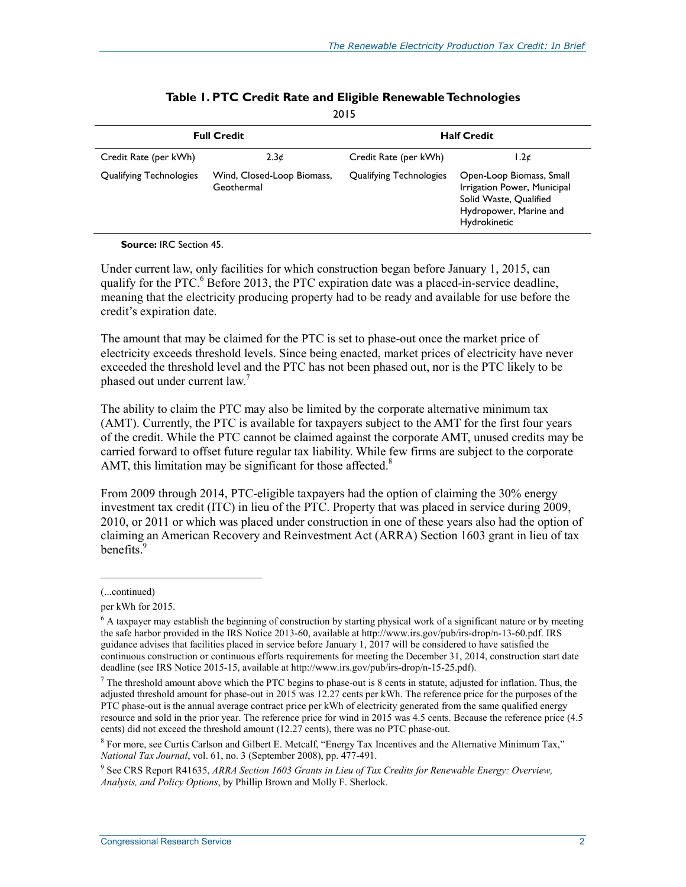**Table 1. PTC Credit Rate and Eligible Renewable Technologies**

2015

| Full Credit | | Half Credit | |
|---|---|---|---|
| Credit Rate (per kWh) | 2.3¢ | Credit Rate (per kWh) | 1.2¢ |
| Qualifying Technologies | Wind, Closed-Loop Biomass, Geothermal | Qualifying Technologies | Open-Loop Biomass, Small Irrigation Power, Municipal Solid Waste, Qualified Hydropower, Marine and Hydrokinetic |

**Source:** IRC Section 45.

Under current law, only facilities for which construction began before January 1, 2015, can qualify for the PTC.[6] Before 2013, the PTC expiration date was a placed-in-service deadline, meaning that the electricity producing property had to be ready and available for use before the credit's expiration date.

The amount that may be claimed for the PTC is set to phase-out once the market price of electricity exceeds threshold levels. Since being enacted, market prices of electricity have never exceeded the threshold level and the PTC has not been phased out, nor is the PTC likely to be phased out under current law.[7]

The ability to claim the PTC may also be limited by the corporate alternative minimum tax (AMT). Currently, the PTC is available for taxpayers subject to the AMT for the first four years of the credit. While the PTC cannot be claimed against the corporate AMT, unused credits may be carried forward to offset future regular tax liability. While few firms are subject to the corporate AMT, this limitation may be significant for those affected.[8]

From 2009 through 2014, PTC-eligible taxpayers had the option of claiming the 30% energy investment tax credit (ITC) in lieu of the PTC. Property that was placed in service during 2009, 2010, or 2011 or which was placed under construction in one of these years also had the option of claiming an American Recovery and Reinvestment Act (ARRA) Section 1603 grant in lieu of tax benefits.[9]

(...continued)

per kWh for 2015.

[6] A taxpayer may establish the beginning of construction by starting physical work of a significant nature or by meeting the safe harbor provided in the IRS Notice 2013-60, available at http://www.irs.gov/pub/irs-drop/n-13-60.pdf. IRS guidance advises that facilities placed in service before January 1, 2017 will be considered to have satisfied the continuous construction or continuous efforts requirements for meeting the December 31, 2014, construction start date deadline (see IRS Notice 2015-15, available at http://www.irs.gov/pub/irs-drop/n-15-25.pdf).

[7] The threshold amount above which the PTC begins to phase-out is 8 cents in statute, adjusted for inflation. Thus, the adjusted threshold amount for phase-out in 2015 was 12.27 cents per kWh. The reference price for the purposes of the PTC phase-out is the annual average contract price per kWh of electricity generated from the same qualified energy resource and sold in the prior year. The reference price for wind in 2015 was 4.5 cents. Because the reference price (4.5 cents) did not exceed the threshold amount (12.27 cents), there was no PTC phase-out.

[8] For more, see Curtis Carlson and Gilbert E. Metcalf, "Energy Tax Incentives and the Alternative Minimum Tax," *National Tax Journal*, vol. 61, no. 3 (September 2008), pp. 477-491.

[9] See CRS Report R41635, *ARRA Section 1603 Grants in Lieu of Tax Credits for Renewable Energy: Overview, Analysis, and Policy Options*, by Phillip Brown and Molly F. Sherlock.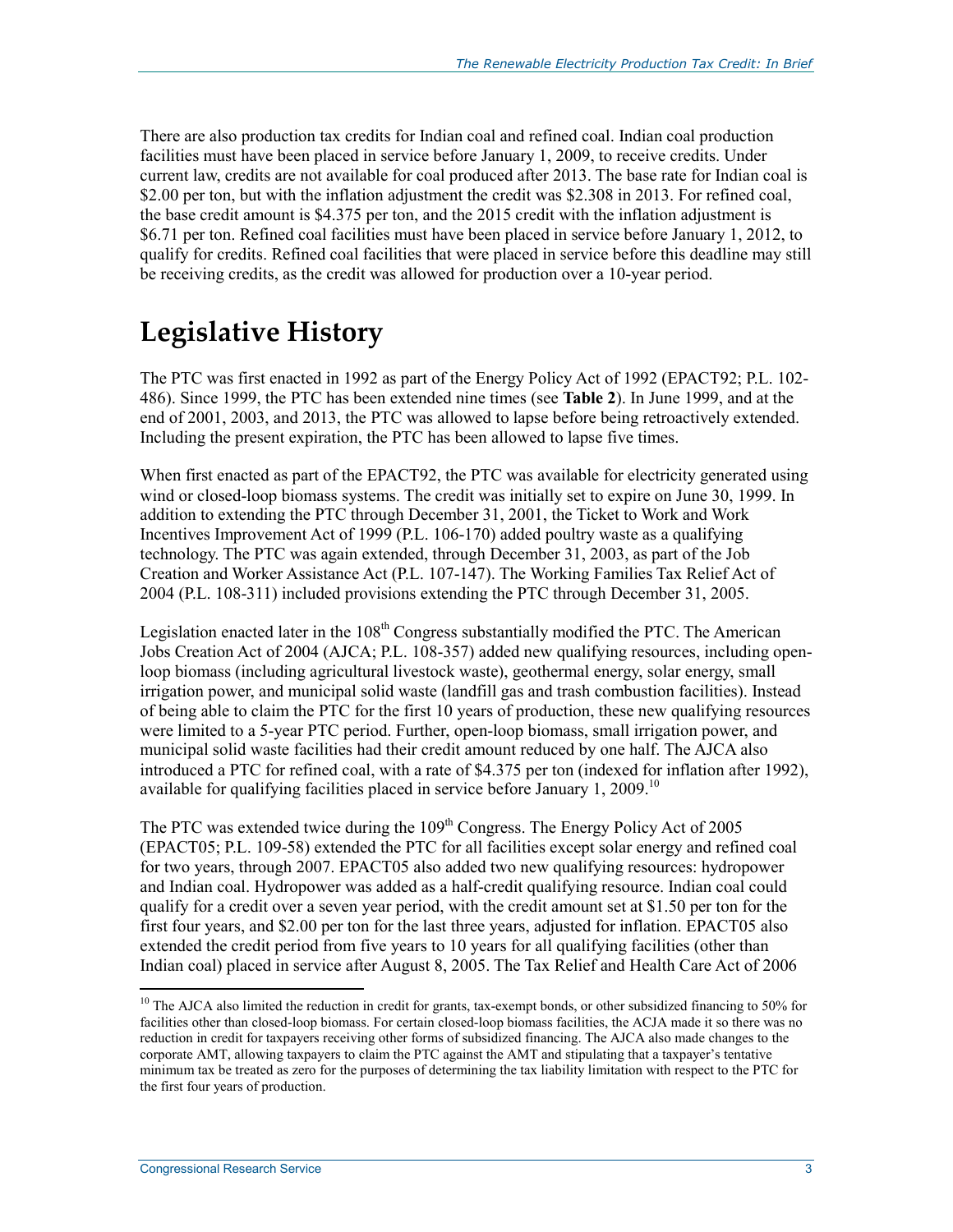There are also production tax credits for Indian coal and refined coal. Indian coal production facilities must have been placed in service before January 1, 2009, to receive credits. Under current law, credits are not available for coal produced after 2013. The base rate for Indian coal is $2.00 per ton, but with the inflation adjustment the credit was $2.308 in 2013. For refined coal, the base credit amount is $4.375 per ton, and the 2015 credit with the inflation adjustment is $6.71 per ton. Refined coal facilities must have been placed in service before January 1, 2012, to qualify for credits. Refined coal facilities that were placed in service before this deadline may still be receiving credits, as the credit was allowed for production over a 10-year period.

# Legislative History

The PTC was first enacted in 1992 as part of the Energy Policy Act of 1992 (EPACT92; P.L. 102-486). Since 1999, the PTC has been extended nine times (see **Table 2**). In June 1999, and at the end of 2001, 2003, and 2013, the PTC was allowed to lapse before being retroactively extended. Including the present expiration, the PTC has been allowed to lapse five times.

When first enacted as part of the EPACT92, the PTC was available for electricity generated using wind or closed-loop biomass systems. The credit was initially set to expire on June 30, 1999. In addition to extending the PTC through December 31, 2001, the Ticket to Work and Work Incentives Improvement Act of 1999 (P.L. 106-170) added poultry waste as a qualifying technology. The PTC was again extended, through December 31, 2003, as part of the Job Creation and Worker Assistance Act (P.L. 107-147). The Working Families Tax Relief Act of 2004 (P.L. 108-311) included provisions extending the PTC through December 31, 2005.

Legislation enacted later in the 108th Congress substantially modified the PTC. The American Jobs Creation Act of 2004 (AJCA; P.L. 108-357) added new qualifying resources, including open-loop biomass (including agricultural livestock waste), geothermal energy, solar energy, small irrigation power, and municipal solid waste (landfill gas and trash combustion facilities). Instead of being able to claim the PTC for the first 10 years of production, these new qualifying resources were limited to a 5-year PTC period. Further, open-loop biomass, small irrigation power, and municipal solid waste facilities had their credit amount reduced by one half. The AJCA also introduced a PTC for refined coal, with a rate of $4.375 per ton (indexed for inflation after 1992), available for qualifying facilities placed in service before January 1, 2009.[10]

The PTC was extended twice during the 109th Congress. The Energy Policy Act of 2005 (EPACT05; P.L. 109-58) extended the PTC for all facilities except solar energy and refined coal for two years, through 2007. EPACT05 also added two new qualifying resources: hydropower and Indian coal. Hydropower was added as a half-credit qualifying resource. Indian coal could qualify for a credit over a seven year period, with the credit amount set at $1.50 per ton for the first four years, and $2.00 per ton for the last three years, adjusted for inflation. EPACT05 also extended the credit period from five years to 10 years for all qualifying facilities (other than Indian coal) placed in service after August 8, 2005. The Tax Relief and Health Care Act of 2006

---

[10] The AJCA also limited the reduction in credit for grants, tax-exempt bonds, or other subsidized financing to 50% for facilities other than closed-loop biomass. For certain closed-loop biomass facilities, the ACJA made it so there was no reduction in credit for taxpayers receiving other forms of subsidized financing. The AJCA also made changes to the corporate AMT, allowing taxpayers to claim the PTC against the AMT and stipulating that a taxpayer's tentative minimum tax be treated as zero for the purposes of determining the tax liability limitation with respect to the PTC for the first four years of production.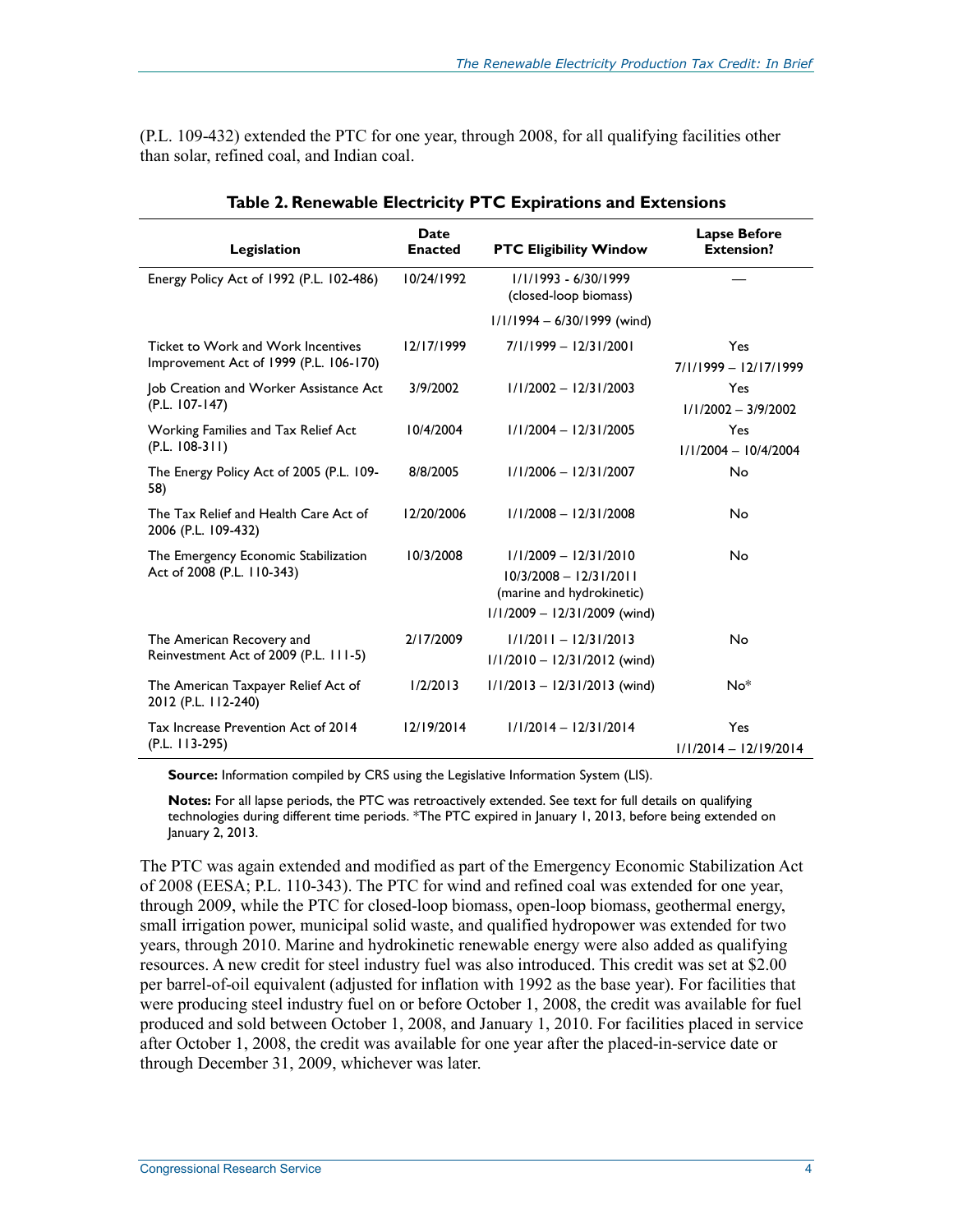(P.L. 109-432) extended the PTC for one year, through 2008, for all qualifying facilities other than solar, refined coal, and Indian coal.

**Table 2. Renewable Electricity PTC Expirations and Extensions**

| Legislation | Date Enacted | PTC Eligibility Window | Lapse Before Extension? |
| --- | --- | --- | --- |
| Energy Policy Act of 1992 (P.L. 102-486) | 10/24/1992 | 1/1/1993 - 6/30/1999 (closed-loop biomass)<br>1/1/1994 – 6/30/1999 (wind) | — |
| Ticket to Work and Work Incentives Improvement Act of 1999 (P.L. 106-170) | 12/17/1999 | 7/1/1999 – 12/31/2001 | Yes<br>7/1/1999 – 12/17/1999 |
| Job Creation and Worker Assistance Act (P.L. 107-147) | 3/9/2002 | 1/1/2002 – 12/31/2003 | Yes<br>1/1/2002 – 3/9/2002 |
| Working Families and Tax Relief Act (P.L. 108-311) | 10/4/2004 | 1/1/2004 – 12/31/2005 | Yes<br>1/1/2004 – 10/4/2004 |
| The Energy Policy Act of 2005 (P.L. 109-58) | 8/8/2005 | 1/1/2006 – 12/31/2007 | No |
| The Tax Relief and Health Care Act of 2006 (P.L. 109-432) | 12/20/2006 | 1/1/2008 – 12/31/2008 | No |
| The Emergency Economic Stabilization Act of 2008 (P.L. 110-343) | 10/3/2008 | 1/1/2009 – 12/31/2010<br>10/3/2008 – 12/31/2011 (marine and hydrokinetic)<br>1/1/2009 – 12/31/2009 (wind) | No |
| The American Recovery and Reinvestment Act of 2009 (P.L. 111-5) | 2/17/2009 | 1/1/2011 – 12/31/2013<br>1/1/2010 – 12/31/2012 (wind) | No |
| The American Taxpayer Relief Act of 2012 (P.L. 112-240) | 1/2/2013 | 1/1/2013 – 12/31/2013 (wind) | No* |
| Tax Increase Prevention Act of 2014 (P.L. 113-295) | 12/19/2014 | 1/1/2014 – 12/31/2014 | Yes<br>1/1/2014 – 12/19/2014 |

**Source:** Information compiled by CRS using the Legislative Information System (LIS).

**Notes:** For all lapse periods, the PTC was retroactively extended. See text for full details on qualifying technologies during different time periods. *The PTC expired in January 1, 2013, before being extended on January 2, 2013.

The PTC was again extended and modified as part of the Emergency Economic Stabilization Act of 2008 (EESA; P.L. 110-343). The PTC for wind and refined coal was extended for one year, through 2009, while the PTC for closed-loop biomass, open-loop biomass, geothermal energy, small irrigation power, municipal solid waste, and qualified hydropower was extended for two years, through 2010. Marine and hydrokinetic renewable energy were also added as qualifying resources. A new credit for steel industry fuel was also introduced. This credit was set at $2.00 per barrel-of-oil equivalent (adjusted for inflation with 1992 as the base year). For facilities that were producing steel industry fuel on or before October 1, 2008, the credit was available for fuel produced and sold between October 1, 2008, and January 1, 2010. For facilities placed in service after October 1, 2008, the credit was available for one year after the placed-in-service date or through December 31, 2009, whichever was later.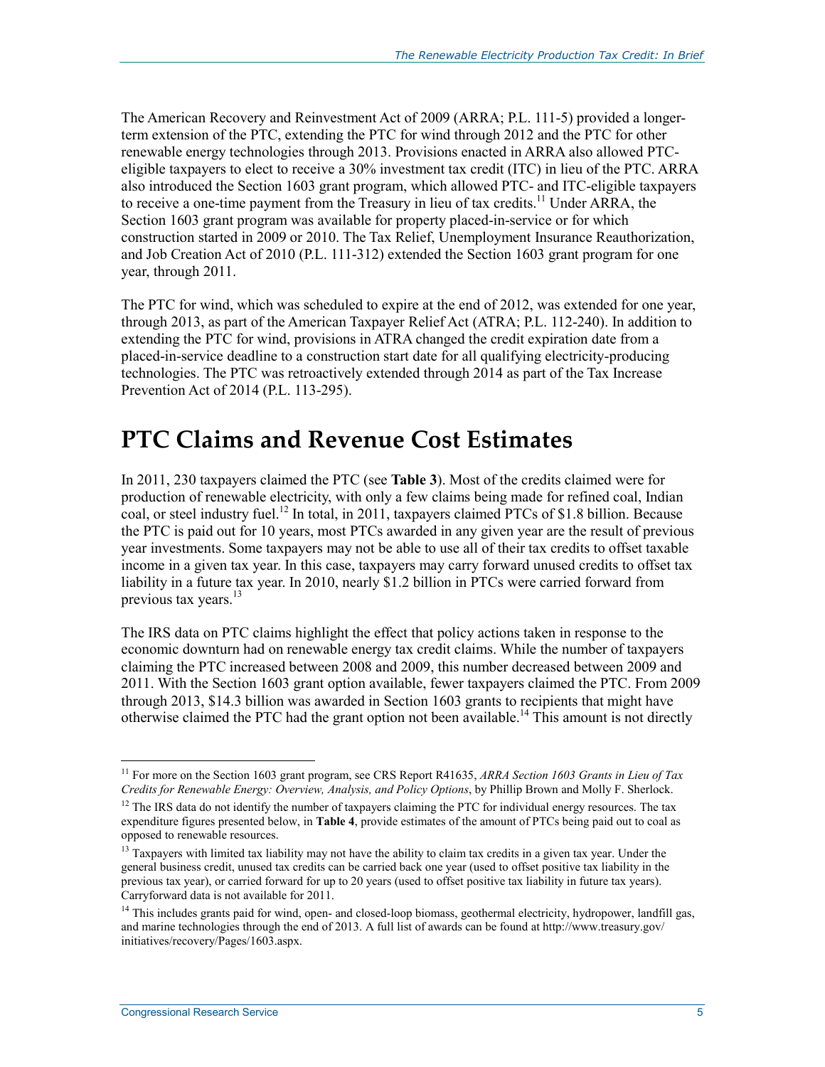The American Recovery and Reinvestment Act of 2009 (ARRA; P.L. 111-5) provided a longer-term extension of the PTC, extending the PTC for wind through 2012 and the PTC for other renewable energy technologies through 2013. Provisions enacted in ARRA also allowed PTC-eligible taxpayers to elect to receive a 30% investment tax credit (ITC) in lieu of the PTC. ARRA also introduced the Section 1603 grant program, which allowed PTC- and ITC-eligible taxpayers to receive a one-time payment from the Treasury in lieu of tax credits.[11] Under ARRA, the Section 1603 grant program was available for property placed-in-service or for which construction started in 2009 or 2010. The Tax Relief, Unemployment Insurance Reauthorization, and Job Creation Act of 2010 (P.L. 111-312) extended the Section 1603 grant program for one year, through 2011.

The PTC for wind, which was scheduled to expire at the end of 2012, was extended for one year, through 2013, as part of the American Taxpayer Relief Act (ATRA; P.L. 112-240). In addition to extending the PTC for wind, provisions in ATRA changed the credit expiration date from a placed-in-service deadline to a construction start date for all qualifying electricity-producing technologies. The PTC was retroactively extended through 2014 as part of the Tax Increase Prevention Act of 2014 (P.L. 113-295).

# PTC Claims and Revenue Cost Estimates

In 2011, 230 taxpayers claimed the PTC (see **Table 3**). Most of the credits claimed were for production of renewable electricity, with only a few claims being made for refined coal, Indian coal, or steel industry fuel.[12] In total, in 2011, taxpayers claimed PTCs of $1.8 billion. Because the PTC is paid out for 10 years, most PTCs awarded in any given year are the result of previous year investments. Some taxpayers may not be able to use all of their tax credits to offset taxable income in a given tax year. In this case, taxpayers may carry forward unused credits to offset tax liability in a future tax year. In 2010, nearly $1.2 billion in PTCs were carried forward from previous tax years.[13]

The IRS data on PTC claims highlight the effect that policy actions taken in response to the economic downturn had on renewable energy tax credit claims. While the number of taxpayers claiming the PTC increased between 2008 and 2009, this number decreased between 2009 and 2011. With the Section 1603 grant option available, fewer taxpayers claimed the PTC. From 2009 through 2013, $14.3 billion was awarded in Section 1603 grants to recipients that might have otherwise claimed the PTC had the grant option not been available.[14] This amount is not directly

---

[11] For more on the Section 1603 grant program, see CRS Report R41635, *ARRA Section 1603 Grants in Lieu of Tax Credits for Renewable Energy: Overview, Analysis, and Policy Options*, by Phillip Brown and Molly F. Sherlock.

[12] The IRS data do not identify the number of taxpayers claiming the PTC for individual energy resources. The tax expenditure figures presented below, in **Table 4**, provide estimates of the amount of PTCs being paid out to coal as opposed to renewable resources.

[13] Taxpayers with limited tax liability may not have the ability to claim tax credits in a given tax year. Under the general business credit, unused tax credits can be carried back one year (used to offset positive tax liability in the previous tax year), or carried forward for up to 20 years (used to offset positive tax liability in future tax years). Carryforward data is not available for 2011.

[14] This includes grants paid for wind, open- and closed-loop biomass, geothermal electricity, hydropower, landfill gas, and marine technologies through the end of 2013. A full list of awards can be found at http://www.treasury.gov/initiatives/recovery/Pages/1603.aspx.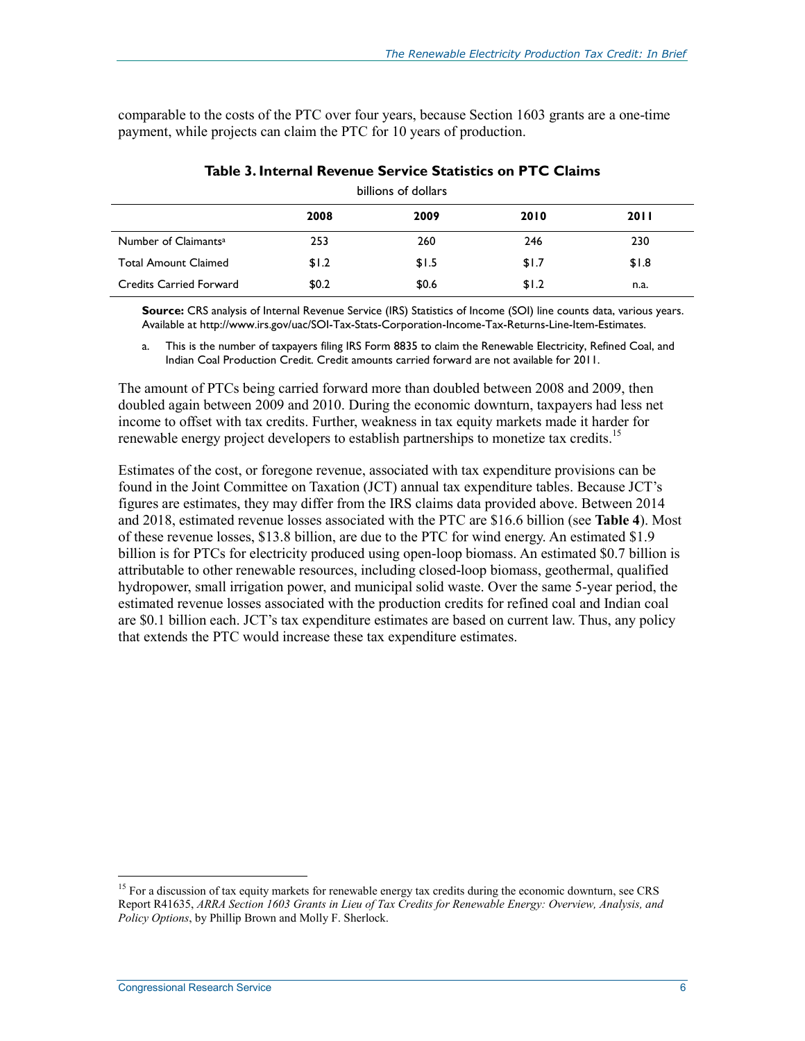comparable to the costs of the PTC over four years, because Section 1603 grants are a one-time payment, while projects can claim the PTC for 10 years of production.

**Table 3. Internal Revenue Service Statistics on PTC Claims**

billions of dollars

| | 2008 | 2009 | 2010 | 2011 |
|---|---|---|---|---|
| Number of Claimants[a] | 253 | 260 | 246 | 230 |
| Total Amount Claimed | $1.2 | $1.5 | $1.7 | $1.8 |
| Credits Carried Forward | $0.2 | $0.6 | $1.2 | n.a. |

**Source:** CRS analysis of Internal Revenue Service (IRS) Statistics of Income (SOI) line counts data, various years. Available at http://www.irs.gov/uac/SOI-Tax-Stats-Corporation-Income-Tax-Returns-Line-Item-Estimates.

a. This is the number of taxpayers filing IRS Form 8835 to claim the Renewable Electricity, Refined Coal, and Indian Coal Production Credit. Credit amounts carried forward are not available for 2011.

The amount of PTCs being carried forward more than doubled between 2008 and 2009, then doubled again between 2009 and 2010. During the economic downturn, taxpayers had less net income to offset with tax credits. Further, weakness in tax equity markets made it harder for renewable energy project developers to establish partnerships to monetize tax credits.[15]

Estimates of the cost, or foregone revenue, associated with tax expenditure provisions can be found in the Joint Committee on Taxation (JCT) annual tax expenditure tables. Because JCT's figures are estimates, they may differ from the IRS claims data provided above. Between 2014 and 2018, estimated revenue losses associated with the PTC are $16.6 billion (see **Table 4**). Most of these revenue losses, $13.8 billion, are due to the PTC for wind energy. An estimated $1.9 billion is for PTCs for electricity produced using open-loop biomass. An estimated $0.7 billion is attributable to other renewable resources, including closed-loop biomass, geothermal, qualified hydropower, small irrigation power, and municipal solid waste. Over the same 5-year period, the estimated revenue losses associated with the production credits for refined coal and Indian coal are $0.1 billion each. JCT's tax expenditure estimates are based on current law. Thus, any policy that extends the PTC would increase these tax expenditure estimates.

[15] For a discussion of tax equity markets for renewable energy tax credits during the economic downturn, see CRS Report R41635, *ARRA Section 1603 Grants in Lieu of Tax Credits for Renewable Energy: Overview, Analysis, and Policy Options*, by Phillip Brown and Molly F. Sherlock.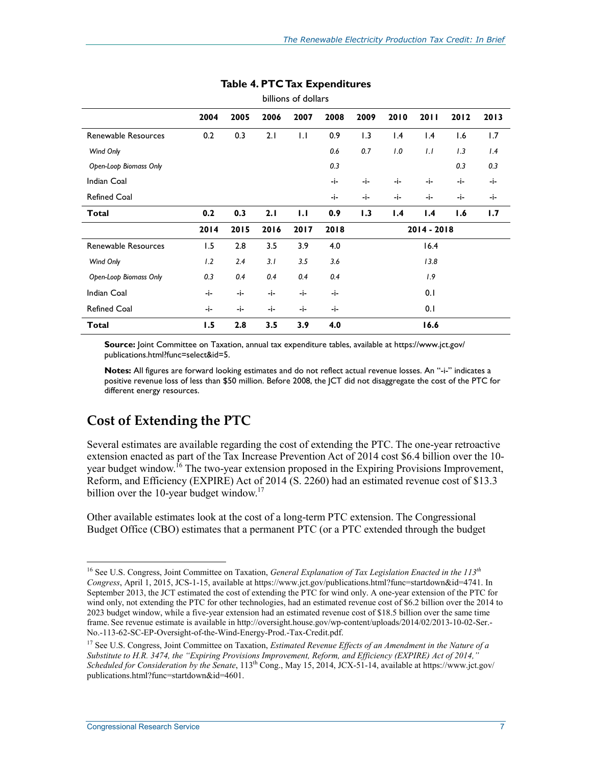**Table 4. PTC Tax Expenditures**

billions of dollars

| | 2004 | 2005 | 2006 | 2007 | 2008 | 2009 | 2010 | 2011 | 2012 | 2013 |
|---|---|---|---|---|---|---|---|---|---|---|
| Renewable Resources | 0.2 | 0.3 | 2.1 | 1.1 | 0.9 | 1.3 | 1.4 | 1.4 | 1.6 | 1.7 |
| *Wind Only* | | | | | *0.6* | *0.7* | *1.0* | *1.1* | *1.3* | *1.4* |
| *Open-Loop Biomass Only* | | | | | *0.3* | | | | *0.3* | *0.3* |
| Indian Coal | | | | | -i- | -i- | -i- | -i- | -i- | -i- |
| Refined Coal | | | | | -i- | -i- | -i- | -i- | -i- | -i- |
| **Total** | **0.2** | **0.3** | **2.1** | **1.1** | **0.9** | **1.3** | **1.4** | **1.4** | **1.6** | **1.7** |
| | **2014** | **2015** | **2016** | **2017** | **2018** | | **2014 - 2018** | | | |
| Renewable Resources | 1.5 | 2.8 | 3.5 | 3.9 | 4.0 | | 16.4 | | | |
| *Wind Only* | *1.2* | *2.4* | *3.1* | *3.5* | *3.6* | | *13.8* | | | |
| *Open-Loop Biomass Only* | *0.3* | *0.4* | *0.4* | *0.4* | *0.4* | | *1.9* | | | |
| Indian Coal | -i- | -i- | -i- | -i- | -i- | | 0.1 | | | |
| Refined Coal | -i- | -i- | -i- | -i- | -i- | | 0.1 | | | |
| **Total** | **1.5** | **2.8** | **3.5** | **3.9** | **4.0** | | **16.6** | | | |

**Source:** Joint Committee on Taxation, annual tax expenditure tables, available at https://www.jct.gov/publications.html?func=select&id=5.

**Notes:** All figures are forward looking estimates and do not reflect actual revenue losses. An "-i-" indicates a positive revenue loss of less than $50 million. Before 2008, the JCT did not disaggregate the cost of the PTC for different energy resources.

## Cost of Extending the PTC

Several estimates are available regarding the cost of extending the PTC. The one-year retroactive extension enacted as part of the Tax Increase Prevention Act of 2014 cost $6.4 billion over the 10-year budget window.[16] The two-year extension proposed in the Expiring Provisions Improvement, Reform, and Efficiency (EXPIRE) Act of 2014 (S. 2260) had an estimated revenue cost of $13.3 billion over the 10-year budget window.[17]

Other available estimates look at the cost of a long-term PTC extension. The Congressional Budget Office (CBO) estimates that a permanent PTC (or a PTC extended through the budget

---

[16] See U.S. Congress, Joint Committee on Taxation, *General Explanation of Tax Legislation Enacted in the 113th Congress*, April 1, 2015, JCS-1-15, available at https://www.jct.gov/publications.html?func=startdown&id=4741. In September 2013, the JCT estimated the cost of extending the PTC for wind only. A one-year extension of the PTC for wind only, not extending the PTC for other technologies, had an estimated revenue cost of $6.2 billion over the 2014 to 2023 budget window, while a five-year extension had an estimated revenue cost of $18.5 billion over the same time frame. See revenue estimate is available in http://oversight.house.gov/wp-content/uploads/2014/02/2013-10-02-Ser.-No.-113-62-SC-EP-Oversight-of-the-Wind-Energy-Prod.-Tax-Credit.pdf.

[17] See U.S. Congress, Joint Committee on Taxation, *Estimated Revenue Effects of an Amendment in the Nature of a Substitute to H.R. 3474, the "Expiring Provisions Improvement, Reform, and Efficiency (EXPIRE) Act of 2014," Scheduled for Consideration by the Senate*, 113th Cong., May 15, 2014, JCX-51-14, available at https://www.jct.gov/publications.html?func=startdown&id=4601.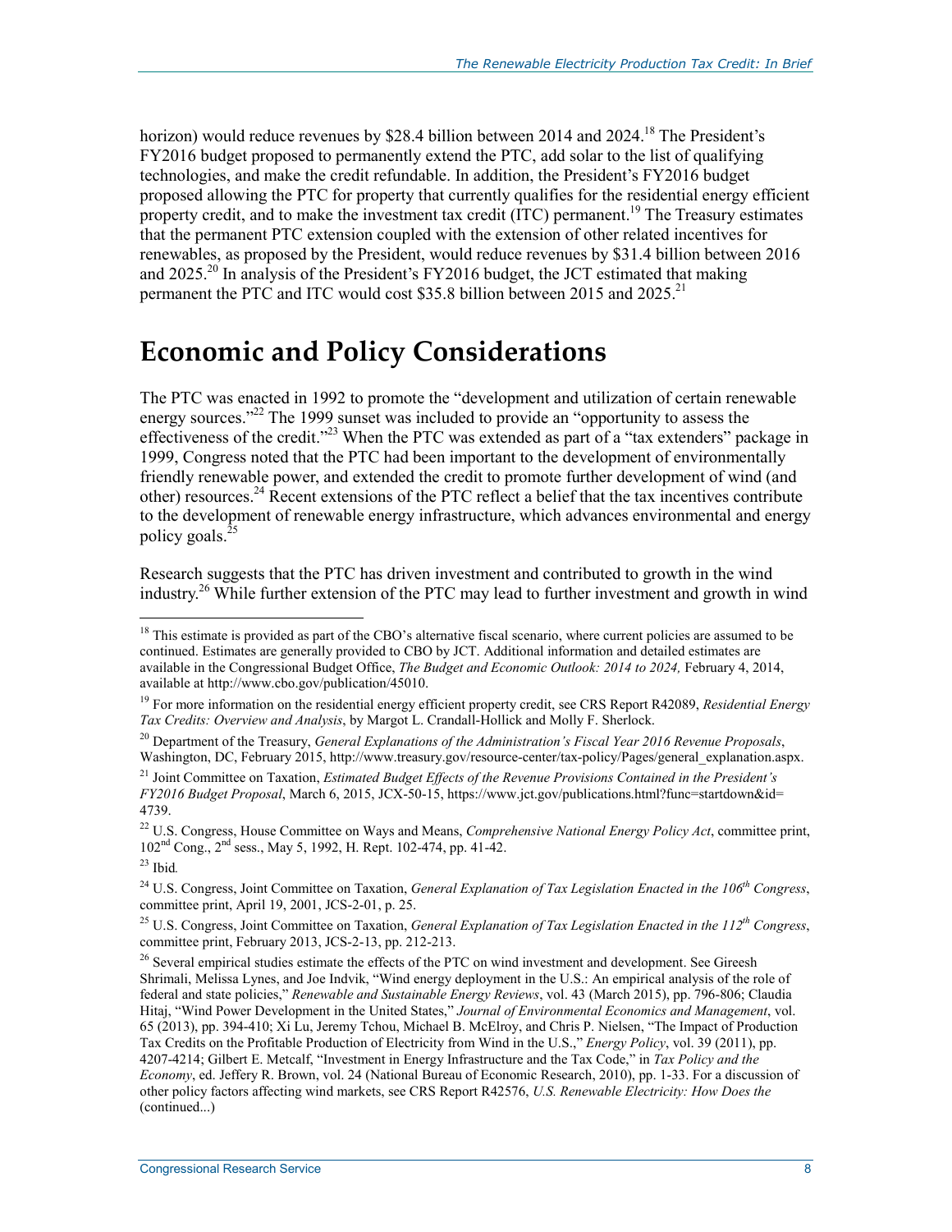horizon) would reduce revenues by $28.4 billion between 2014 and 2024.[18] The President's FY2016 budget proposed to permanently extend the PTC, add solar to the list of qualifying technologies, and make the credit refundable. In addition, the President's FY2016 budget proposed allowing the PTC for property that currently qualifies for the residential energy efficient property credit, and to make the investment tax credit (ITC) permanent.[19] The Treasury estimates that the permanent PTC extension coupled with the extension of other related incentives for renewables, as proposed by the President, would reduce revenues by $31.4 billion between 2016 and 2025.[20] In analysis of the President's FY2016 budget, the JCT estimated that making permanent the PTC and ITC would cost $35.8 billion between 2015 and 2025.[21]

# Economic and Policy Considerations

The PTC was enacted in 1992 to promote the "development and utilization of certain renewable energy sources."[22] The 1999 sunset was included to provide an "opportunity to assess the effectiveness of the credit."[23] When the PTC was extended as part of a "tax extenders" package in 1999, Congress noted that the PTC had been important to the development of environmentally friendly renewable power, and extended the credit to promote further development of wind (and other) resources.[24] Recent extensions of the PTC reflect a belief that the tax incentives contribute to the development of renewable energy infrastructure, which advances environmental and energy policy goals.[25]

Research suggests that the PTC has driven investment and contributed to growth in the wind industry.[26] While further extension of the PTC may lead to further investment and growth in wind

---

[18] This estimate is provided as part of the CBO's alternative fiscal scenario, where current policies are assumed to be continued. Estimates are generally provided to CBO by JCT. Additional information and detailed estimates are available in the Congressional Budget Office, *The Budget and Economic Outlook: 2014 to 2024,* February 4, 2014, available at http://www.cbo.gov/publication/45010.

[19] For more information on the residential energy efficient property credit, see CRS Report R42089, *Residential Energy Tax Credits: Overview and Analysis*, by Margot L. Crandall-Hollick and Molly F. Sherlock.

[20] Department of the Treasury, *General Explanations of the Administration's Fiscal Year 2016 Revenue Proposals*, Washington, DC, February 2015, http://www.treasury.gov/resource-center/tax-policy/Pages/general_explanation.aspx.

[21] Joint Committee on Taxation, *Estimated Budget Effects of the Revenue Provisions Contained in the President's FY2016 Budget Proposal*, March 6, 2015, JCX-50-15, https://www.jct.gov/publications.html?func=startdown&id=4739.

[22] U.S. Congress, House Committee on Ways and Means, *Comprehensive National Energy Policy Act*, committee print, 102nd Cong., 2nd sess., May 5, 1992, H. Rept. 102-474, pp. 41-42.

[23] Ibid*.*

[24] U.S. Congress, Joint Committee on Taxation, *General Explanation of Tax Legislation Enacted in the 106th Congress*, committee print, April 19, 2001, JCS-2-01, p. 25.

[25] U.S. Congress, Joint Committee on Taxation, *General Explanation of Tax Legislation Enacted in the 112th Congress*, committee print, February 2013, JCS-2-13, pp. 212-213.

[26] Several empirical studies estimate the effects of the PTC on wind investment and development. See Gireesh Shrimali, Melissa Lynes, and Joe Indvik, "Wind energy deployment in the U.S.: An empirical analysis of the role of federal and state policies," *Renewable and Sustainable Energy Reviews*, vol. 43 (March 2015), pp. 796-806; Claudia Hitaj, "Wind Power Development in the United States," *Journal of Environmental Economics and Management*, vol. 65 (2013), pp. 394-410; Xi Lu, Jeremy Tchou, Michael B. McElroy, and Chris P. Nielsen, "The Impact of Production Tax Credits on the Profitable Production of Electricity from Wind in the U.S.," *Energy Policy*, vol. 39 (2011), pp. 4207-4214; Gilbert E. Metcalf, "Investment in Energy Infrastructure and the Tax Code," in *Tax Policy and the Economy*, ed. Jeffery R. Brown, vol. 24 (National Bureau of Economic Research, 2010), pp. 1-33. For a discussion of other policy factors affecting wind markets, see CRS Report R42576, *U.S. Renewable Electricity: How Does the* (continued...)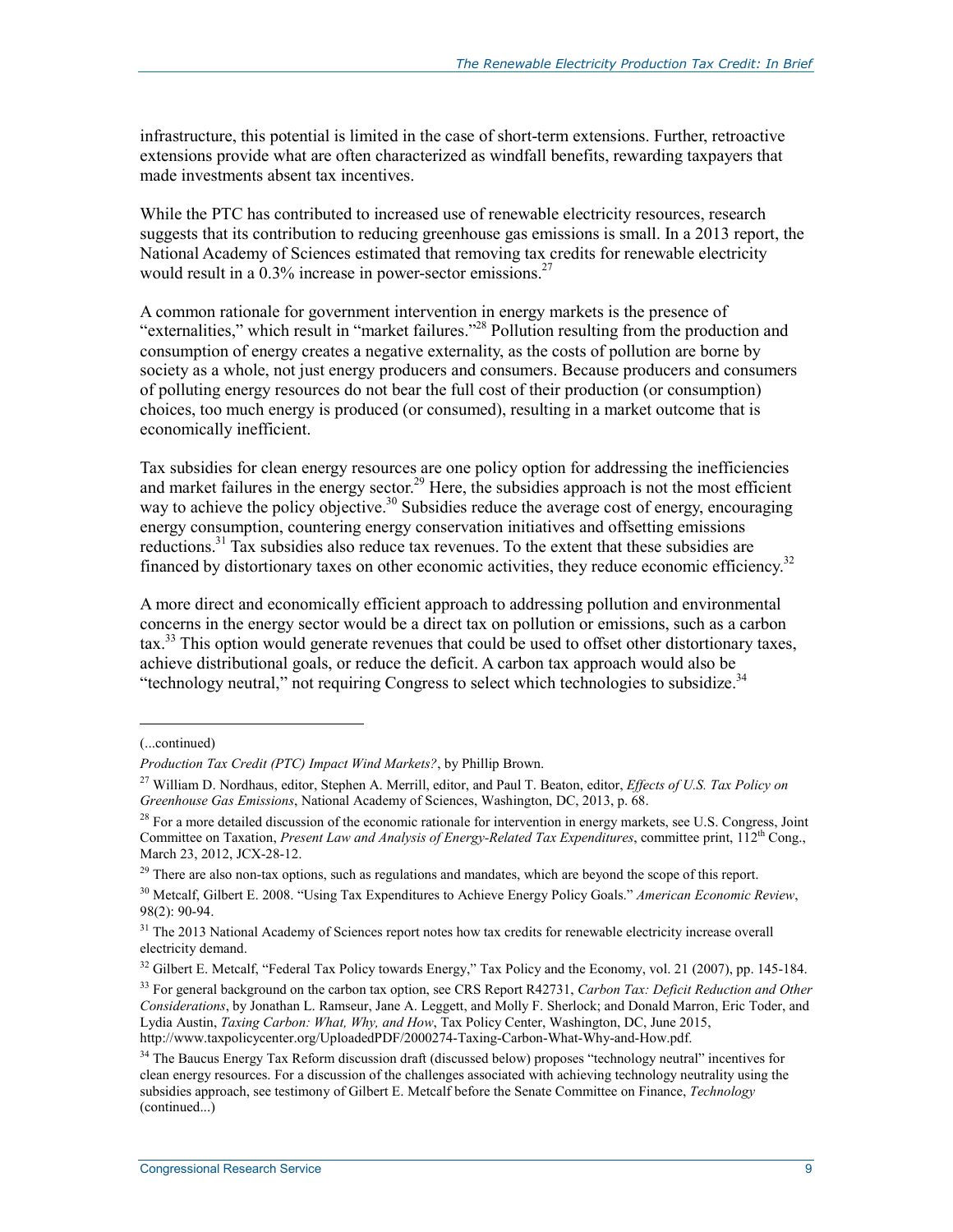infrastructure, this potential is limited in the case of short-term extensions. Further, retroactive extensions provide what are often characterized as windfall benefits, rewarding taxpayers that made investments absent tax incentives.

While the PTC has contributed to increased use of renewable electricity resources, research suggests that its contribution to reducing greenhouse gas emissions is small. In a 2013 report, the National Academy of Sciences estimated that removing tax credits for renewable electricity would result in a 0.3% increase in power-sector emissions.[27]

A common rationale for government intervention in energy markets is the presence of "externalities," which result in "market failures."[28] Pollution resulting from the production and consumption of energy creates a negative externality, as the costs of pollution are borne by society as a whole, not just energy producers and consumers. Because producers and consumers of polluting energy resources do not bear the full cost of their production (or consumption) choices, too much energy is produced (or consumed), resulting in a market outcome that is economically inefficient.

Tax subsidies for clean energy resources are one policy option for addressing the inefficiencies and market failures in the energy sector.[29] Here, the subsidies approach is not the most efficient way to achieve the policy objective.[30] Subsidies reduce the average cost of energy, encouraging energy consumption, countering energy conservation initiatives and offsetting emissions reductions.[31] Tax subsidies also reduce tax revenues. To the extent that these subsidies are financed by distortionary taxes on other economic activities, they reduce economic efficiency.[32]

A more direct and economically efficient approach to addressing pollution and environmental concerns in the energy sector would be a direct tax on pollution or emissions, such as a carbon tax.[33] This option would generate revenues that could be used to offset other distortionary taxes, achieve distributional goals, or reduce the deficit. A carbon tax approach would also be "technology neutral," not requiring Congress to select which technologies to subsidize.[34]

---

(...continued)

*Production Tax Credit (PTC) Impact Wind Markets?*, by Phillip Brown.

[27] William D. Nordhaus, editor, Stephen A. Merrill, editor, and Paul T. Beaton, editor, *Effects of U.S. Tax Policy on Greenhouse Gas Emissions*, National Academy of Sciences, Washington, DC, 2013, p. 68.

[28] For a more detailed discussion of the economic rationale for intervention in energy markets, see U.S. Congress, Joint Committee on Taxation, *Present Law and Analysis of Energy-Related Tax Expenditures*, committee print, 112th Cong., March 23, 2012, JCX-28-12.

[29] There are also non-tax options, such as regulations and mandates, which are beyond the scope of this report.

[30] Metcalf, Gilbert E. 2008. "Using Tax Expenditures to Achieve Energy Policy Goals." *American Economic Review*, 98(2): 90-94.

[31] The 2013 National Academy of Sciences report notes how tax credits for renewable electricity increase overall electricity demand.

[32] Gilbert E. Metcalf, "Federal Tax Policy towards Energy," Tax Policy and the Economy, vol. 21 (2007), pp. 145-184.

[33] For general background on the carbon tax option, see CRS Report R42731, *Carbon Tax: Deficit Reduction and Other Considerations*, by Jonathan L. Ramseur, Jane A. Leggett, and Molly F. Sherlock; and Donald Marron, Eric Toder, and Lydia Austin, *Taxing Carbon: What, Why, and How*, Tax Policy Center, Washington, DC, June 2015, http://www.taxpolicycenter.org/UploadedPDF/2000274-Taxing-Carbon-What-Why-and-How.pdf.

[34] The Baucus Energy Tax Reform discussion draft (discussed below) proposes "technology neutral" incentives for clean energy resources. For a discussion of the challenges associated with achieving technology neutrality using the subsidies approach, see testimony of Gilbert E. Metcalf before the Senate Committee on Finance, *Technology* (continued...)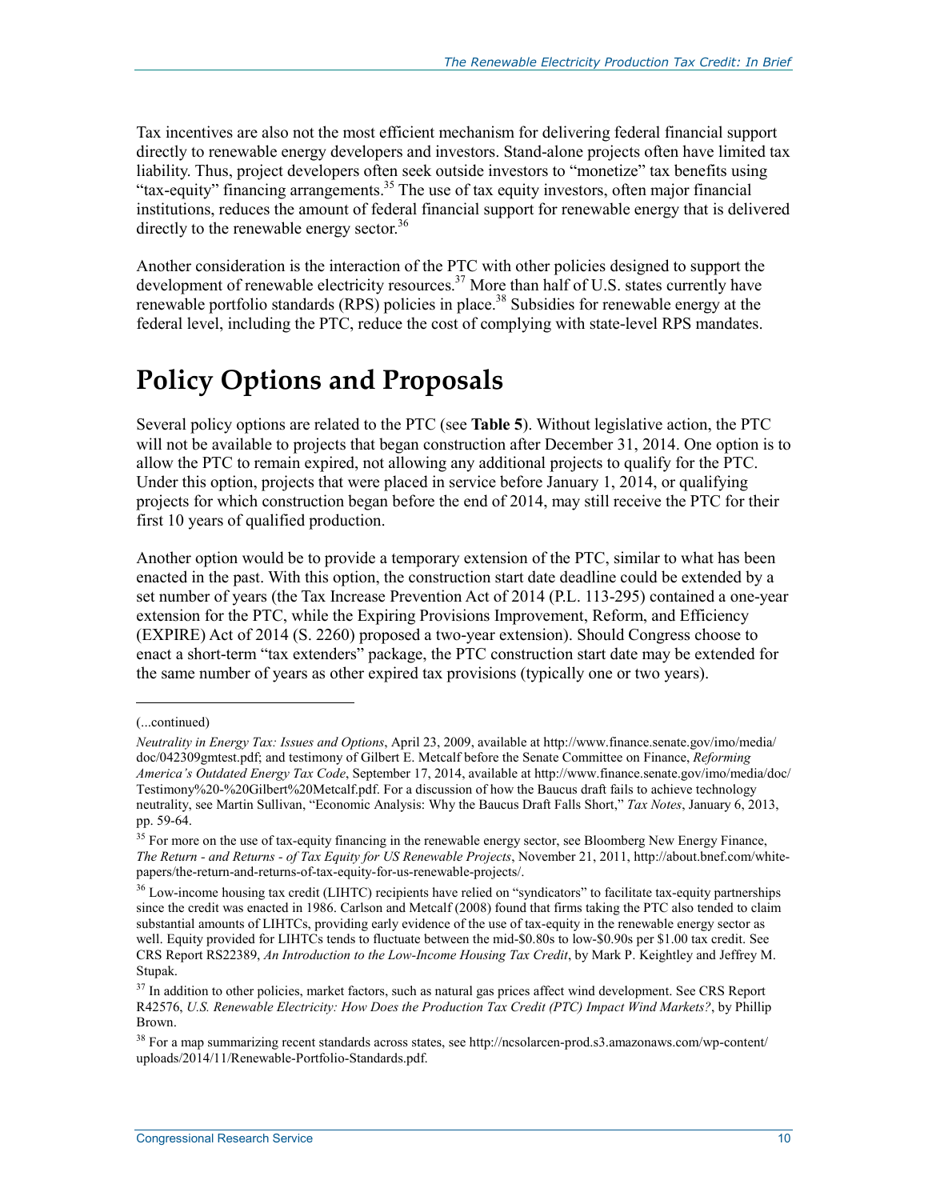Tax incentives are also not the most efficient mechanism for delivering federal financial support directly to renewable energy developers and investors. Stand-alone projects often have limited tax liability. Thus, project developers often seek outside investors to "monetize" tax benefits using "tax-equity" financing arrangements.[35] The use of tax equity investors, often major financial institutions, reduces the amount of federal financial support for renewable energy that is delivered directly to the renewable energy sector.[36]

Another consideration is the interaction of the PTC with other policies designed to support the development of renewable electricity resources.[37] More than half of U.S. states currently have renewable portfolio standards (RPS) policies in place.[38] Subsidies for renewable energy at the federal level, including the PTC, reduce the cost of complying with state-level RPS mandates.

# Policy Options and Proposals

Several policy options are related to the PTC (see **Table 5**). Without legislative action, the PTC will not be available to projects that began construction after December 31, 2014. One option is to allow the PTC to remain expired, not allowing any additional projects to qualify for the PTC. Under this option, projects that were placed in service before January 1, 2014, or qualifying projects for which construction began before the end of 2014, may still receive the PTC for their first 10 years of qualified production.

Another option would be to provide a temporary extension of the PTC, similar to what has been enacted in the past. With this option, the construction start date deadline could be extended by a set number of years (the Tax Increase Prevention Act of 2014 (P.L. 113-295) contained a one-year extension for the PTC, while the Expiring Provisions Improvement, Reform, and Efficiency (EXPIRE) Act of 2014 (S. 2260) proposed a two-year extension). Should Congress choose to enact a short-term "tax extenders" package, the PTC construction start date may be extended for the same number of years as other expired tax provisions (typically one or two years).

---

(...continued)

*Neutrality in Energy Tax: Issues and Options*, April 23, 2009, available at http://www.finance.senate.gov/imo/media/doc/042309gmtest.pdf; and testimony of Gilbert E. Metcalf before the Senate Committee on Finance, *Reforming America's Outdated Energy Tax Code*, September 17, 2014, available at http://www.finance.senate.gov/imo/media/doc/Testimony%20-%20Gilbert%20Metcalf.pdf. For a discussion of how the Baucus draft fails to achieve technology neutrality, see Martin Sullivan, "Economic Analysis: Why the Baucus Draft Falls Short," *Tax Notes*, January 6, 2013, pp. 59-64.

[35] For more on the use of tax-equity financing in the renewable energy sector, see Bloomberg New Energy Finance, *The Return - and Returns - of Tax Equity for US Renewable Projects*, November 21, 2011, http://about.bnef.com/white-papers/the-return-and-returns-of-tax-equity-for-us-renewable-projects/.

[36] Low-income housing tax credit (LIHTC) recipients have relied on "syndicators" to facilitate tax-equity partnerships since the credit was enacted in 1986. Carlson and Metcalf (2008) found that firms taking the PTC also tended to claim substantial amounts of LIHTCs, providing early evidence of the use of tax-equity in the renewable energy sector as well. Equity provided for LIHTCs tends to fluctuate between the mid-$0.80s to low-$0.90s per $1.00 tax credit. See CRS Report RS22389, *An Introduction to the Low-Income Housing Tax Credit*, by Mark P. Keightley and Jeffrey M. Stupak.

[37] In addition to other policies, market factors, such as natural gas prices affect wind development. See CRS Report R42576, *U.S. Renewable Electricity: How Does the Production Tax Credit (PTC) Impact Wind Markets?*, by Phillip Brown.

[38] For a map summarizing recent standards across states, see http://ncsolarcen-prod.s3.amazonaws.com/wp-content/uploads/2014/11/Renewable-Portfolio-Standards.pdf.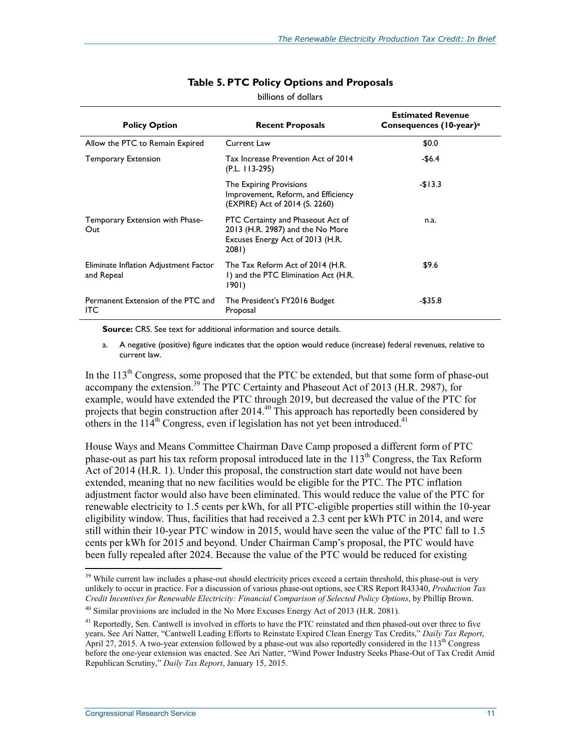**Table 5. PTC Policy Options and Proposals**

billions of dollars

| Policy Option | Recent Proposals | Estimated Revenue Consequences (10-year)[a] |
|---|---|---|
| Allow the PTC to Remain Expired | Current Law | $0.0 |
| Temporary Extension | Tax Increase Prevention Act of 2014 (P.L. 113-295) | -$6.4 |
| | The Expiring Provisions Improvement, Reform, and Efficiency (EXPIRE) Act of 2014 (S. 2260) | -$13.3 |
| Temporary Extension with Phase-Out | PTC Certainty and Phaseout Act of 2013 (H.R. 2987) and the No More Excuses Energy Act of 2013 (H.R. 2081) | n.a. |
| Eliminate Inflation Adjustment Factor and Repeal | The Tax Reform Act of 2014 (H.R. 1) and the PTC Elimination Act (H.R. 1901) | $9.6 |
| Permanent Extension of the PTC and ITC | The President's FY2016 Budget Proposal | -$35.8 |

**Source:** CRS. See text for additional information and source details.

a. A negative (positive) figure indicates that the option would reduce (increase) federal revenues, relative to current law.

In the 113th Congress, some proposed that the PTC be extended, but that some form of phase-out accompany the extension.[39] The PTC Certainty and Phaseout Act of 2013 (H.R. 2987), for example, would have extended the PTC through 2019, but decreased the value of the PTC for projects that begin construction after 2014.[40] This approach has reportedly been considered by others in the 114th Congress, even if legislation has not yet been introduced.[41]

House Ways and Means Committee Chairman Dave Camp proposed a different form of PTC phase-out as part his tax reform proposal introduced late in the 113th Congress, the Tax Reform Act of 2014 (H.R. 1). Under this proposal, the construction start date would not have been extended, meaning that no new facilities would be eligible for the PTC. The PTC inflation adjustment factor would also have been eliminated. This would reduce the value of the PTC for renewable electricity to 1.5 cents per kWh, for all PTC-eligible properties still within the 10-year eligibility window. Thus, facilities that had received a 2.3 cent per kWh PTC in 2014, and were still within their 10-year PTC window in 2015, would have seen the value of the PTC fall to 1.5 cents per kWh for 2015 and beyond. Under Chairman Camp's proposal, the PTC would have been fully repealed after 2024. Because the value of the PTC would be reduced for existing

---

[39] While current law includes a phase-out should electricity prices exceed a certain threshold, this phase-out is very unlikely to occur in practice. For a discussion of various phase-out options, see CRS Report R43340, *Production Tax Credit Incentives for Renewable Electricity: Financial Comparison of Selected Policy Options*, by Phillip Brown.

[40] Similar provisions are included in the No More Excuses Energy Act of 2013 (H.R. 2081).

[41] Reportedly, Sen. Cantwell is involved in efforts to have the PTC reinstated and then phased-out over three to five years. See Ari Natter, "Cantwell Leading Efforts to Reinstate Expired Clean Energy Tax Credits," *Daily Tax Report*, April 27, 2015. A two-year extension followed by a phase-out was also reportedly considered in the 113th Congress before the one-year extension was enacted. See Ari Natter, "Wind Power Industry Seeks Phase-Out of Tax Credit Amid Republican Scrutiny," *Daily Tax Report*, January 15, 2015.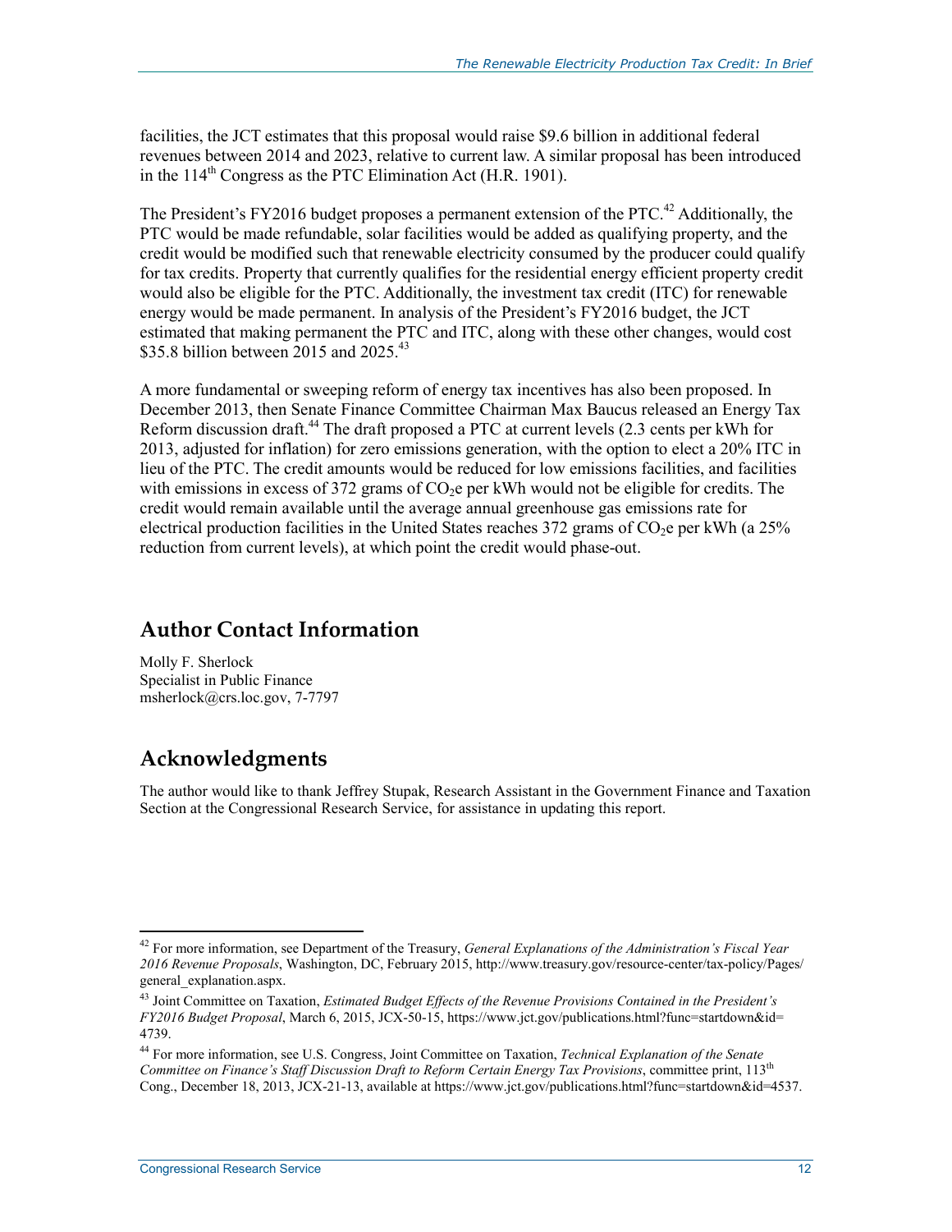facilities, the JCT estimates that this proposal would raise $9.6 billion in additional federal revenues between 2014 and 2023, relative to current law. A similar proposal has been introduced in the 114th Congress as the PTC Elimination Act (H.R. 1901).

The President's FY2016 budget proposes a permanent extension of the PTC.[42] Additionally, the PTC would be made refundable, solar facilities would be added as qualifying property, and the credit would be modified such that renewable electricity consumed by the producer could qualify for tax credits. Property that currently qualifies for the residential energy efficient property credit would also be eligible for the PTC. Additionally, the investment tax credit (ITC) for renewable energy would be made permanent. In analysis of the President's FY2016 budget, the JCT estimated that making permanent the PTC and ITC, along with these other changes, would cost $35.8 billion between 2015 and 2025.[43]

A more fundamental or sweeping reform of energy tax incentives has also been proposed. In December 2013, then Senate Finance Committee Chairman Max Baucus released an Energy Tax Reform discussion draft.[44] The draft proposed a PTC at current levels (2.3 cents per kWh for 2013, adjusted for inflation) for zero emissions generation, with the option to elect a 20% ITC in lieu of the PTC. The credit amounts would be reduced for low emissions facilities, and facilities with emissions in excess of 372 grams of $CO_2$e per kWh would not be eligible for credits. The credit would remain available until the average annual greenhouse gas emissions rate for electrical production facilities in the United States reaches 372 grams of $CO_2$e per kWh (a 25% reduction from current levels), at which point the credit would phase-out.

## Author Contact Information

Molly F. Sherlock
Specialist in Public Finance
msherlock@crs.loc.gov, 7-7797

## Acknowledgments

The author would like to thank Jeffrey Stupak, Research Assistant in the Government Finance and Taxation Section at the Congressional Research Service, for assistance in updating this report.

---

[42] For more information, see Department of the Treasury, *General Explanations of the Administration's Fiscal Year 2016 Revenue Proposals*, Washington, DC, February 2015, http://www.treasury.gov/resource-center/tax-policy/Pages/general_explanation.aspx.

[43] Joint Committee on Taxation, *Estimated Budget Effects of the Revenue Provisions Contained in the President's FY2016 Budget Proposal*, March 6, 2015, JCX-50-15, https://www.jct.gov/publications.html?func=startdown&id=4739.

[44] For more information, see U.S. Congress, Joint Committee on Taxation, *Technical Explanation of the Senate Committee on Finance's Staff Discussion Draft to Reform Certain Energy Tax Provisions*, committee print, 113th Cong., December 18, 2013, JCX-21-13, available at https://www.jct.gov/publications.html?func=startdown&id=4537.